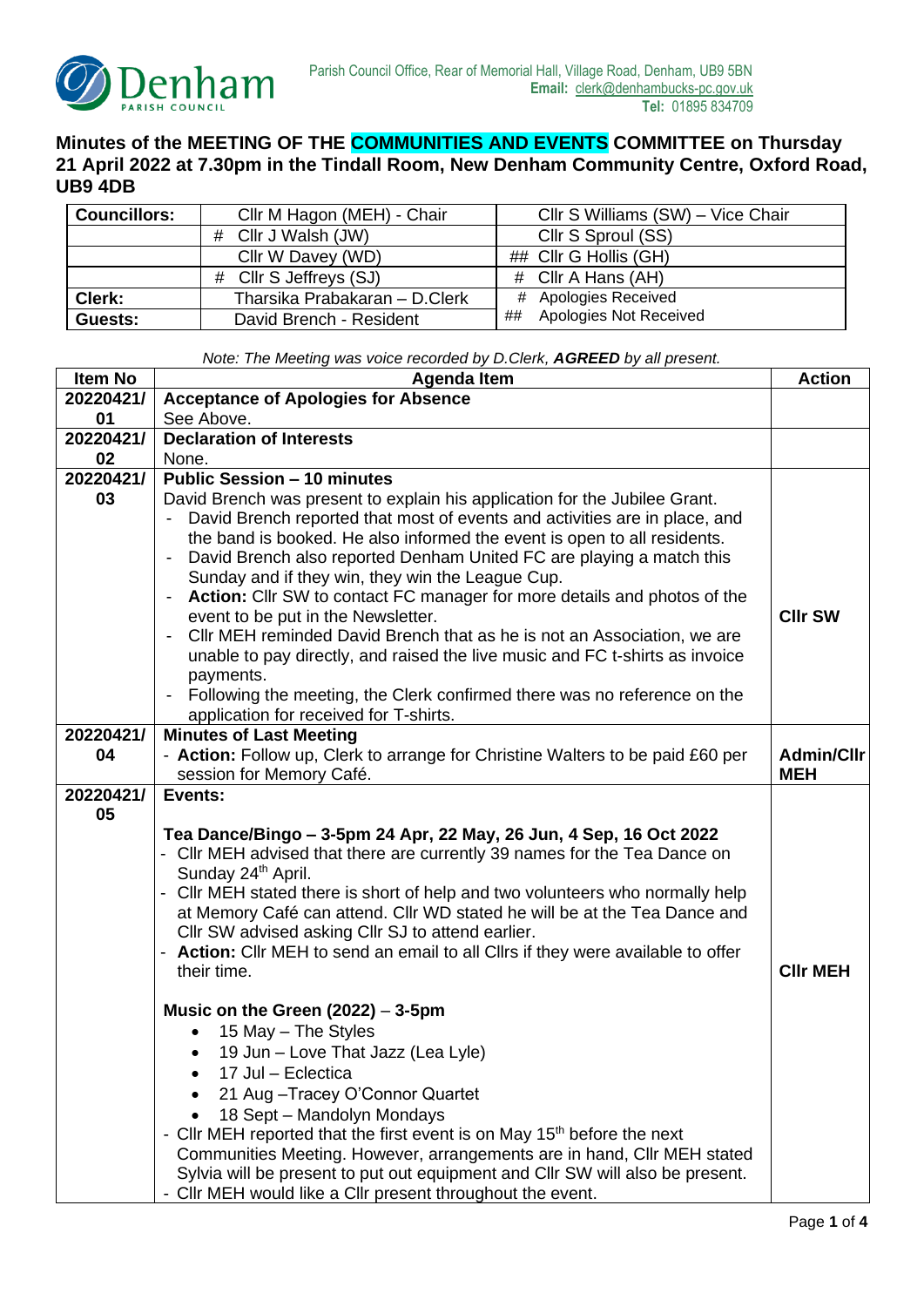Parish Council Office, Rear of Memorial Hall, Village Road, Denham, UB9 5BN
**Email:** clerk@denhambucks-pc.gov.uk
**Tel:** 01895 834709

# Minutes of the MEETING OF THE COMMUNITIES AND EVENTS COMMITTEE on Thursday 21 April 2022 at 7.30pm in the Tindall Room, New Denham Community Centre, Oxford Road, UB9 4DB

| **Councillors:** | Cllr M Hagon (MEH) - Chair | Cllr S Williams (SW) – Vice Chair |
|---|---|---|
| | # Cllr J Walsh (JW) | Cllr S Sproul (SS) |
| | Cllr W Davey (WD) | ## Cllr G Hollis (GH) |
| | # Cllr S Jeffreys (SJ) | # Cllr A Hans (AH) |
| **Clerk:** | Tharsika Prabakaran – D.Clerk | # Apologies Received |
| **Guests:** | David Brench - Resident | ## Apologies Not Received |

*Note: The Meeting was voice recorded by D.Clerk, **AGREED** by all present.*

| Item No | Agenda Item | Action |
|---|---|---|
| **20220421/01** | **Acceptance of Apologies for Absence**<br>See Above. | |
| **20220421/02** | **Declaration of Interests**<br>None. | |
| **20220421/03** | **Public Session – 10 minutes**<br>David Brench was present to explain his application for the Jubilee Grant.<br>- David Brench reported that most of events and activities are in place, and the band is booked. He also informed the event is open to all residents.<br>- David Brench also reported Denham United FC are playing a match this Sunday and if they win, they win the League Cup.<br>- **Action:** Cllr SW to contact FC manager for more details and photos of the event to be put in the Newsletter.<br>- Cllr MEH reminded David Brench that as he is not an Association, we are unable to pay directly, and raised the live music and FC t-shirts as invoice payments.<br>- Following the meeting, the Clerk confirmed there was no reference on the application for received for T-shirts. | **Cllr SW** |
| **20220421/04** | **Minutes of Last Meeting**<br>- **Action:** Follow up, Clerk to arrange for Christine Walters to be paid £60 per session for Memory Café. | **Admin/Cllr MEH** |
| **20220421/05** | **Events:**<br><br>**Tea Dance/Bingo – 3-5pm 24 Apr, 22 May, 26 Jun, 4 Sep, 16 Oct 2022**<br>- Cllr MEH advised that there are currently 39 names for the Tea Dance on Sunday 24th April.<br>- Cllr MEH stated there is short of help and two volunteers who normally help at Memory Café can attend. Cllr WD stated he will be at the Tea Dance and Cllr SW advised asking Cllr SJ to attend earlier.<br>- **Action:** Cllr MEH to send an email to all Cllrs if they were available to offer their time.<br><br>**Music on the Green (2022)** – **3-5pm**<br>• 15 May – The Styles<br>• 19 Jun – Love That Jazz (Lea Lyle)<br>• 17 Jul – Eclectica<br>• 21 Aug –Tracey O'Connor Quartet<br>• 18 Sept – Mandolyn Mondays<br>- Cllr MEH reported that the first event is on May 15th before the next Communities Meeting. However, arrangements are in hand, Cllr MEH stated Sylvia will be present to put out equipment and Cllr SW will also be present.<br>- Cllr MEH would like a Cllr present throughout the event. | **Cllr MEH** |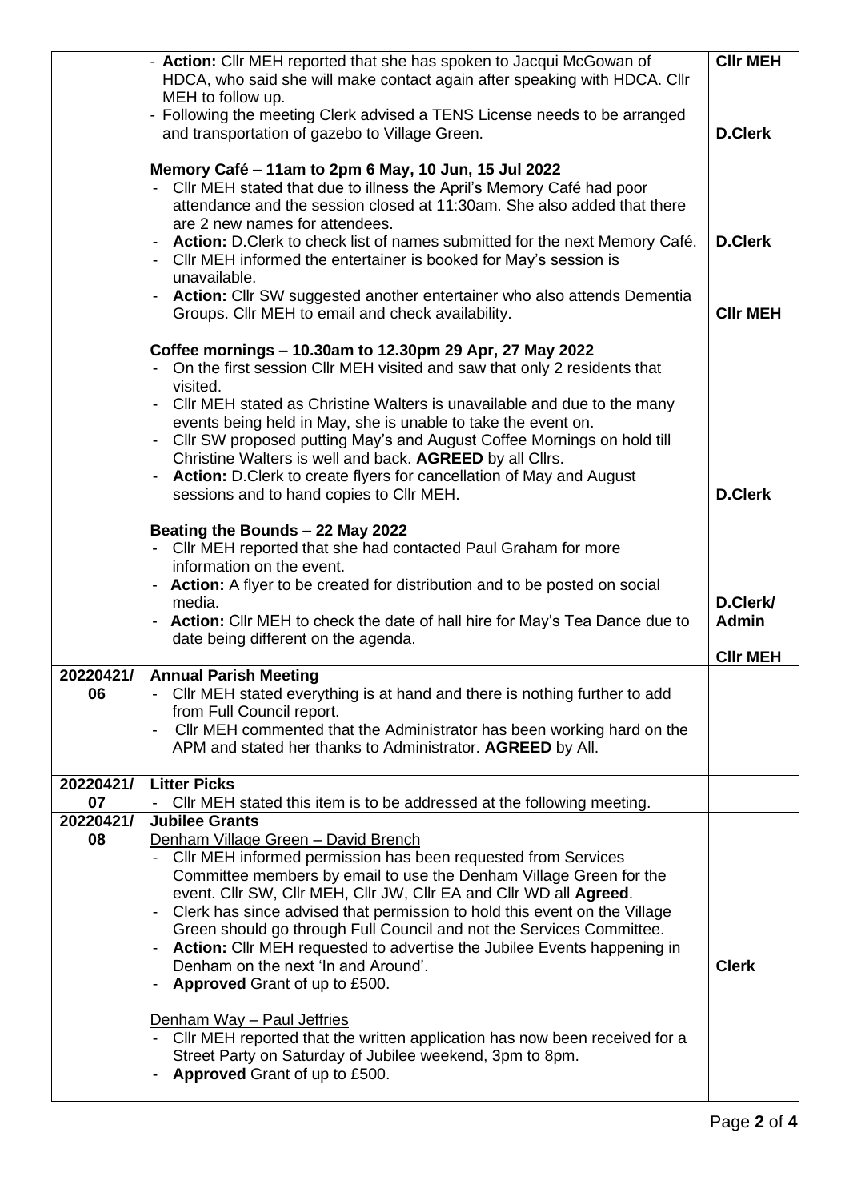| | | |
|---|---|---|
| | - **Action:** Cllr MEH reported that she has spoken to Jacqui McGowan of HDCA, who said she will make contact again after speaking with HDCA. Cllr MEH to follow up.<br>- Following the meeting Clerk advised a TENS License needs to be arranged and transportation of gazebo to Village Green.<br><br>**Memory Café – 11am to 2pm 6 May, 10 Jun, 15 Jul 2022**<br>- Cllr MEH stated that due to illness the April's Memory Café had poor attendance and the session closed at 11:30am. She also added that there are 2 new names for attendees.<br>- **Action:** D.Clerk to check list of names submitted for the next Memory Café.<br>- Cllr MEH informed the entertainer is booked for May's session is unavailable.<br>- **Action:** Cllr SW suggested another entertainer who also attends Dementia Groups. Cllr MEH to email and check availability.<br><br>**Coffee mornings – 10.30am to 12.30pm 29 Apr, 27 May 2022**<br>- On the first session Cllr MEH visited and saw that only 2 residents that visited.<br>- Cllr MEH stated as Christine Walters is unavailable and due to the many events being held in May, she is unable to take the event on.<br>- Cllr SW proposed putting May's and August Coffee Mornings on hold till Christine Walters is well and back. **AGREED** by all Cllrs.<br>- **Action:** D.Clerk to create flyers for cancellation of May and August sessions and to hand copies to Cllr MEH.<br><br>**Beating the Bounds – 22 May 2022**<br>- Cllr MEH reported that she had contacted Paul Graham for more information on the event.<br>- **Action:** A flyer to be created for distribution and to be posted on social media.<br>- **Action:** Cllr MEH to check the date of hall hire for May's Tea Dance due to date being different on the agenda. | **Cllr MEH**<br><br>**D.Clerk**<br><br>**D.Clerk**<br><br>**Cllr MEH**<br><br>**D.Clerk**<br><br>**D.Clerk/ Admin**<br><br>**Cllr MEH** |
| **20220421/ 06** | **Annual Parish Meeting**<br>- Cllr MEH stated everything is at hand and there is nothing further to add from Full Council report.<br>- Cllr MEH commented that the Administrator has been working hard on the APM and stated her thanks to Administrator. **AGREED** by All. | |
| **20220421/ 07** | **Litter Picks**<br>- Cllr MEH stated this item is to be addressed at the following meeting. | |
| **20220421/ 08** | **Jubilee Grants**<br>Denham Village Green – David Brench<br>- Cllr MEH informed permission has been requested from Services Committee members by email to use the Denham Village Green for the event. Cllr SW, Cllr MEH, Cllr JW, Cllr EA and Cllr WD all **Agreed**.<br>- Clerk has since advised that permission to hold this event on the Village Green should go through Full Council and not the Services Committee.<br>- **Action:** Cllr MEH requested to advertise the Jubilee Events happening in Denham on the next 'In and Around'.<br>- **Approved** Grant of up to £500.<br><br>Denham Way – Paul Jeffries<br>- Cllr MEH reported that the written application has now been received for a Street Party on Saturday of Jubilee weekend, 3pm to 8pm.<br>- **Approved** Grant of up to £500. | **Clerk** |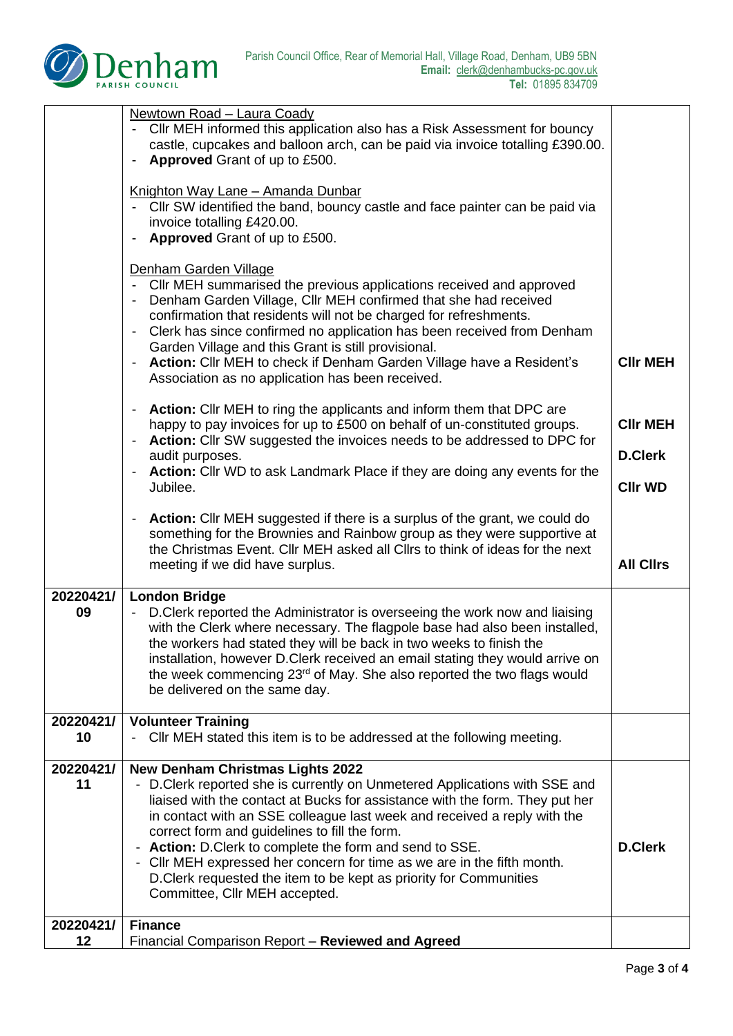| | | |
|---|---|---|
| | <u>Newtown Road – Laura Coady</u><br>- Cllr MEH informed this application also has a Risk Assessment for bouncy castle, cupcakes and balloon arch, can be paid via invoice totalling £390.00.<br>- **Approved** Grant of up to £500.<br><br><u>Knighton Way Lane – Amanda Dunbar</u><br>- Cllr SW identified the band, bouncy castle and face painter can be paid via invoice totalling £420.00.<br>- **Approved** Grant of up to £500.<br><br><u>Denham Garden Village</u><br>- Cllr MEH summarised the previous applications received and approved<br>- Denham Garden Village, Cllr MEH confirmed that she had received confirmation that residents will not be charged for refreshments.<br>- Clerk has since confirmed no application has been received from Denham Garden Village and this Grant is still provisional.<br>- **Action:** Cllr MEH to check if Denham Garden Village have a Resident's Association as no application has been received.<br><br>- **Action:** Cllr MEH to ring the applicants and inform them that DPC are happy to pay invoices for up to £500 on behalf of un-constituted groups.<br>- **Action:** Cllr SW suggested the invoices needs to be addressed to DPC for audit purposes.<br>- **Action:** Cllr WD to ask Landmark Place if they are doing any events for the Jubilee.<br><br>- **Action:** Cllr MEH suggested if there is a surplus of the grant, we could do something for the Brownies and Rainbow group as they were supportive at the Christmas Event. Cllr MEH asked all Cllrs to think of ideas for the next meeting if we did have surplus. | **Cllr MEH**<br><br>**Cllr MEH**<br><br>**D.Clerk**<br><br>**Cllr WD**<br><br>**All Cllrs** |
| **20220421/ 09** | **London Bridge**<br>- D.Clerk reported the Administrator is overseeing the work now and liaising with the Clerk where necessary. The flagpole base had also been installed, the workers had stated they will be back in two weeks to finish the installation, however D.Clerk received an email stating they would arrive on the week commencing 23rd of May. She also reported the two flags would be delivered on the same day. | |
| **20220421/ 10** | **Volunteer Training**<br>- Cllr MEH stated this item is to be addressed at the following meeting. | |
| **20220421/ 11** | **New Denham Christmas Lights 2022**<br>- D.Clerk reported she is currently on Unmetered Applications with SSE and liaised with the contact at Bucks for assistance with the form. They put her in contact with an SSE colleague last week and received a reply with the correct form and guidelines to fill the form.<br>- **Action:** D.Clerk to complete the form and send to SSE.<br>- Cllr MEH expressed her concern for time as we are in the fifth month. D.Clerk requested the item to be kept as priority for Communities Committee, Cllr MEH accepted. | **D.Clerk** |
| **20220421/ 12** | **Finance**<br>Financial Comparison Report – **Reviewed and Agreed** | |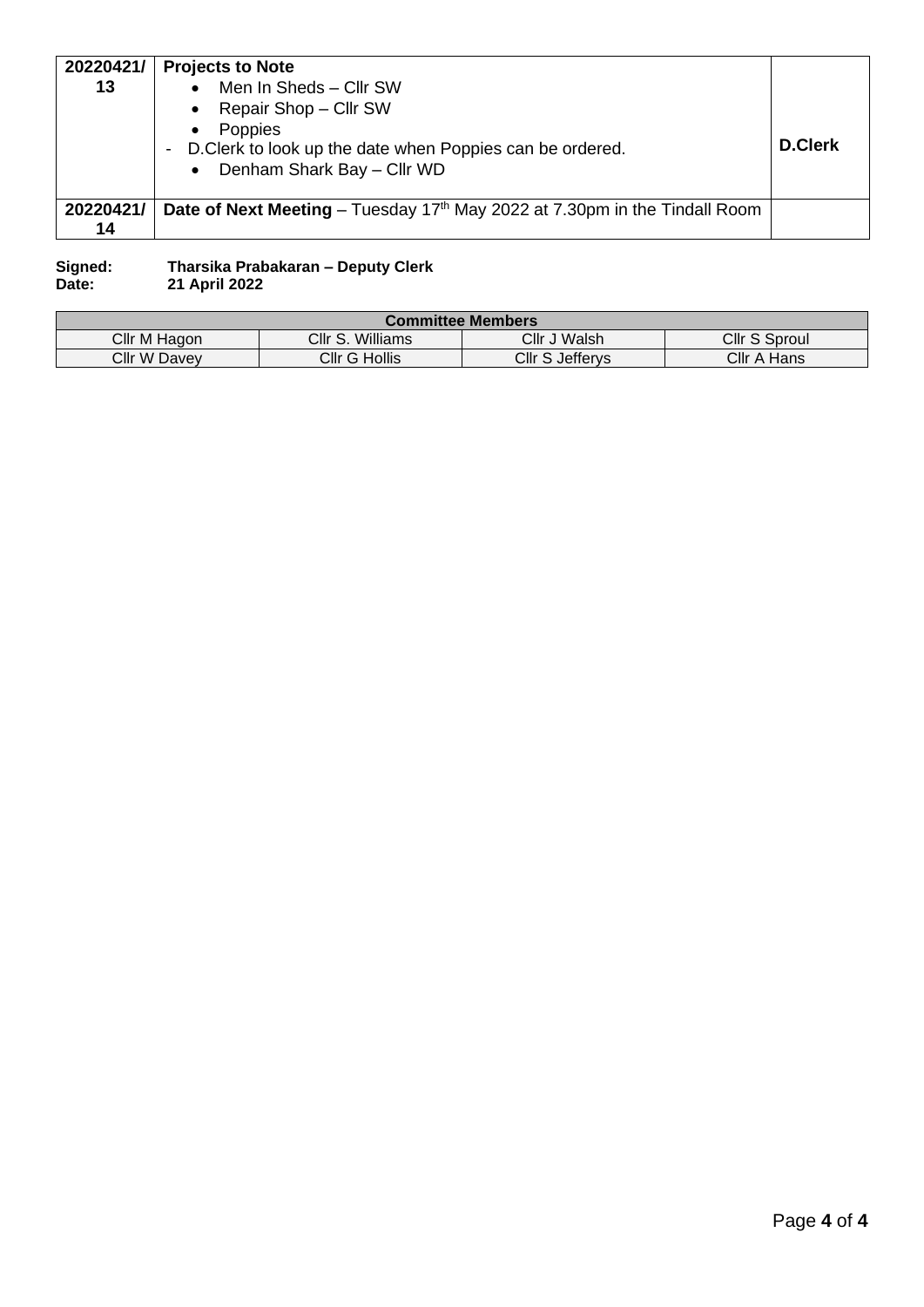| | | |
|---|---|---|
| 20220421/ 13 | **Projects to Note**<br>• Men In Sheds – Cllr SW<br>• Repair Shop – Cllr SW<br>• Poppies<br>- D.Clerk to look up the date when Poppies can be ordered.<br>• Denham Shark Bay – Cllr WD | **D.Clerk** |
| 20220421/ 14 | **Date of Next Meeting** – Tuesday 17th May 2022 at 7.30pm in the Tindall Room | |

**Signed:** **Tharsika Prabakaran – Deputy Clerk**
**Date:** **21 April 2022**

| **Committee Members** | | | |
|---|---|---|---|
| Cllr M Hagon | Cllr S. Williams | Cllr J Walsh | Cllr S Sproul |
| Cllr W Davey | Cllr G Hollis | Cllr S Jefferys | Cllr A Hans |